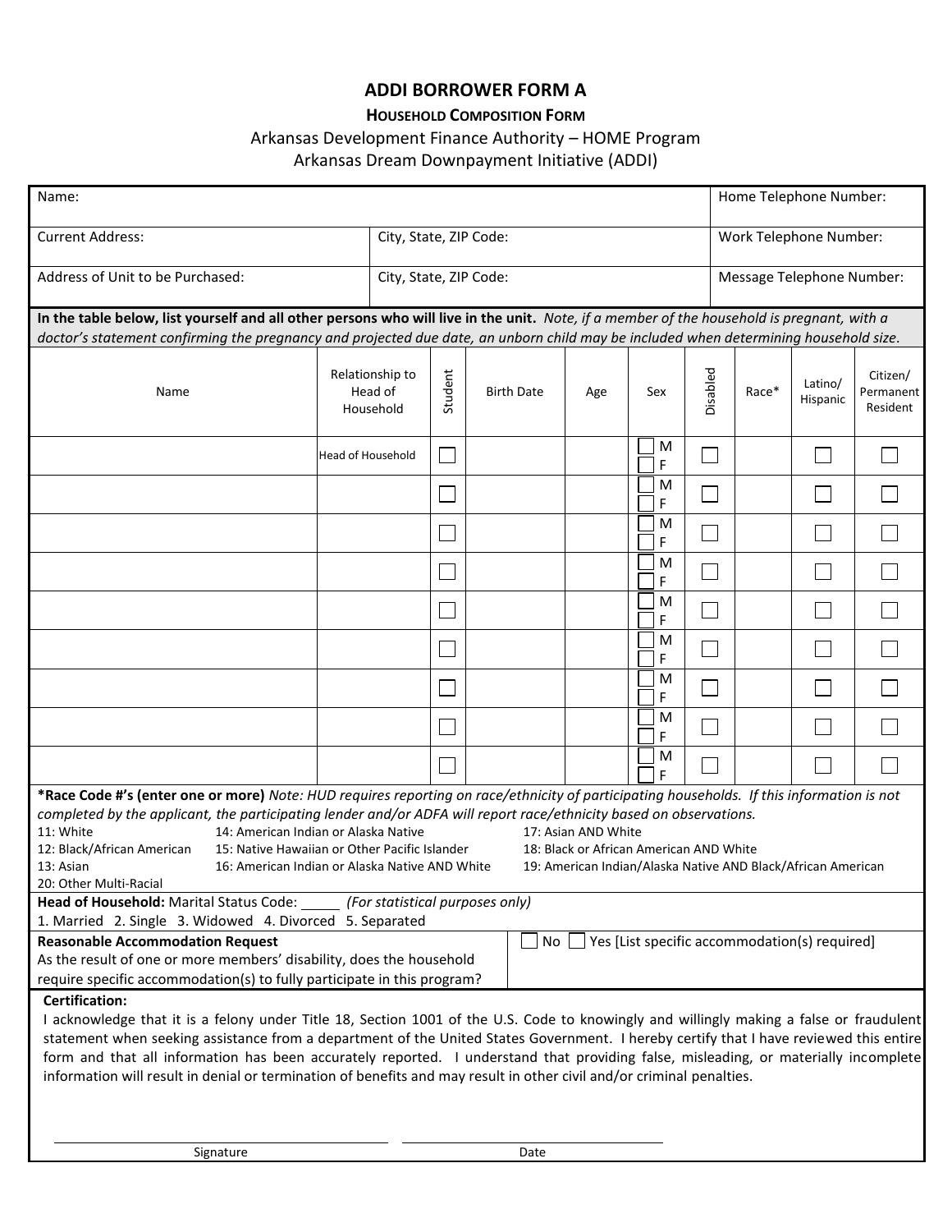# ADDI BORROWER FORM A

## HOUSEHOLD COMPOSITION FORM

Arkansas Development Finance Authority – HOME Program
Arkansas Dream Downpayment Initiative (ADDI)

| Name: | | Home Telephone Number: |
|---|---|---|
| Current Address: | City, State, ZIP Code: | Work Telephone Number: |
| Address of Unit to be Purchased: | City, State, ZIP Code: | Message Telephone Number: |

**In the table below, list yourself and all other persons who will live in the unit.** *Note, if a member of the household is pregnant, with a doctor's statement confirming the pregnancy and projected due date, an unborn child may be included when determining household size.*

| Name | Relationship to Head of Household | Student | Birth Date | Age | Sex | Disabled | Race* | Latino/ Hispanic | Citizen/ Permanent Resident |
|---|---|---|---|---|---|---|---|---|---|
| | Head of Household | ☐ | | | ☐ M ☐ F | ☐ | | ☐ | ☐ |
| | | ☐ | | | ☐ M ☐ F | ☐ | | ☐ | ☐ |
| | | ☐ | | | ☐ M ☐ F | ☐ | | ☐ | ☐ |
| | | ☐ | | | ☐ M ☐ F | ☐ | | ☐ | ☐ |
| | | ☐ | | | ☐ M ☐ F | ☐ | | ☐ | ☐ |
| | | ☐ | | | ☐ M ☐ F | ☐ | | ☐ | ☐ |
| | | ☐ | | | ☐ M ☐ F | ☐ | | ☐ | ☐ |
| | | ☐ | | | ☐ M ☐ F | ☐ | | ☐ | ☐ |
| | | ☐ | | | ☐ M ☐ F | ☐ | | ☐ | ☐ |

***Race Code #'s (enter one or more)** *Note: HUD requires reporting on race/ethnicity of participating households. If this information is not completed by the applicant, the participating lender and/or ADFA will report race/ethnicity based on observations.*

11: White
12: Black/African American
13: Asian
14: American Indian or Alaska Native
15: Native Hawaiian or Other Pacific Islander
16: American Indian or Alaska Native AND White
17: Asian AND White
18: Black or African American AND White
19: American Indian/Alaska Native AND Black/African American
20: Other Multi-Racial

**Head of Household:** Marital Status Code: _____ *(For statistical purposes only)*
1. Married 2. Single 3. Widowed 4. Divorced 5. Separated

**Reasonable Accommodation Request**
As the result of one or more members' disability, does the household require specific accommodation(s) to fully participate in this program?

☐ No ☐ Yes [List specific accommodation(s) required]

**Certification:**
I acknowledge that it is a felony under Title 18, Section 1001 of the U.S. Code to knowingly and willingly making a false or fraudulent statement when seeking assistance from a department of the United States Government. I hereby certify that I have reviewed this entire form and that all information has been accurately reported. I understand that providing false, misleading, or materially incomplete information will result in denial or termination of benefits and may result in other civil and/or criminal penalties.

_______________________________ Signature

_______________________________ Date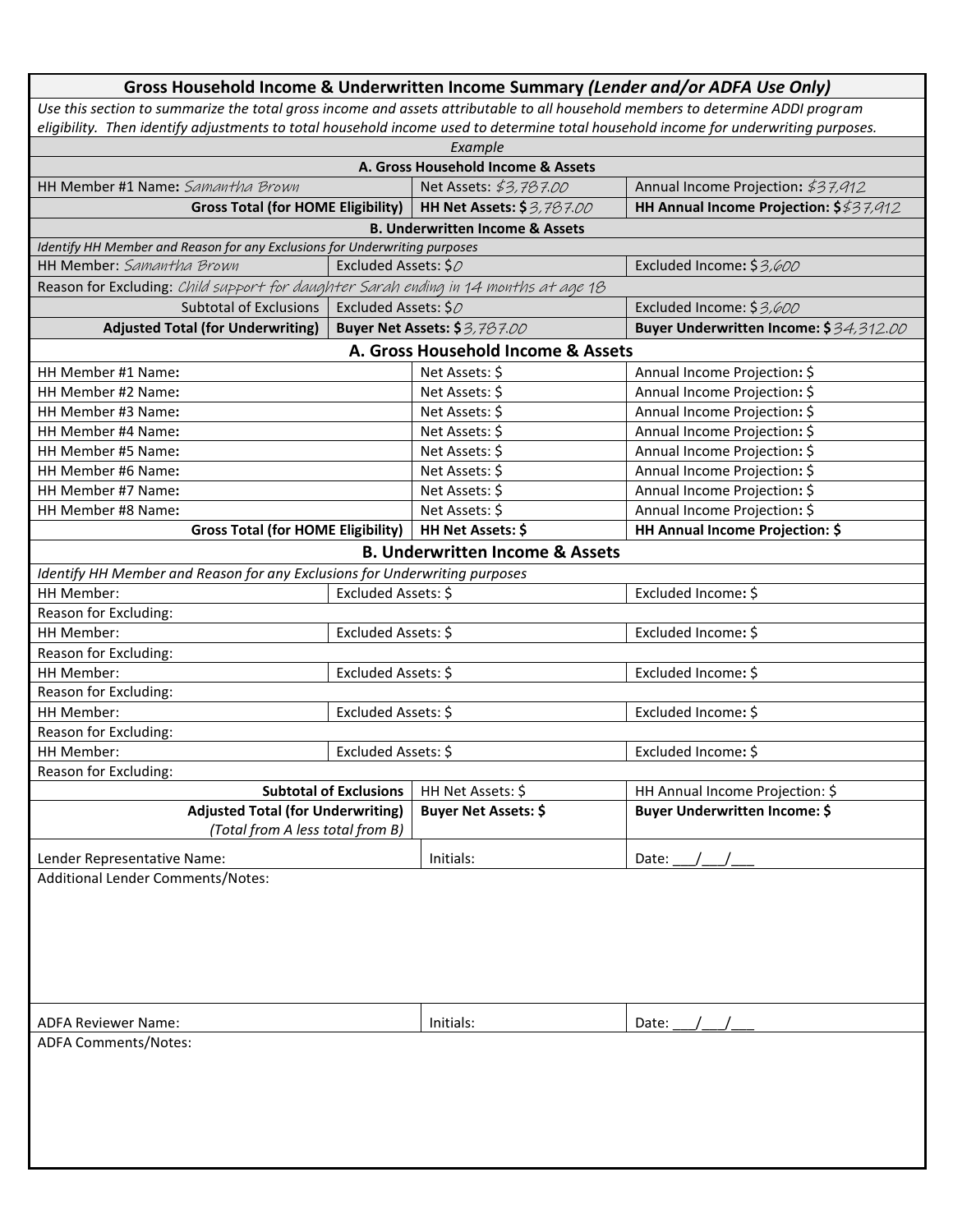## Gross Household Income & Underwritten Income Summary *(Lender and/or ADFA Use Only)*

*Use this section to summarize the total gross income and assets attributable to all household members to determine ADDI program eligibility. Then identify adjustments to total household income used to determine total household income for underwriting purposes.*

*Example*

| A. Gross Household Income & Assets | | |
|---|---|---|
| HH Member #1 Name: *Samantha Brown* | Net Assets: *$3,787.00* | Annual Income Projection: *$37,912* |
| **Gross Total (for HOME Eligibility)** | **HH Net Assets: $***3,787.00* | **HH Annual Income Projection: $***$37,912* |

| B. Underwritten Income & Assets | | |
|---|---|---|
| *Identify HH Member and Reason for any Exclusions for Underwriting purposes* | | |
| HH Member: *Samantha Brown* | Excluded Assets: $*0* | Excluded Income: $*3,600* |
| Reason for Excluding: *Child support for daughter Sarah ending in 14 months at age 18* | | |
| Subtotal of Exclusions | Excluded Assets: $*0* | Excluded Income: $*3,600* |
| **Adjusted Total (for Underwriting)** | **Buyer Net Assets: $***3,787.00* | **Buyer Underwritten Income: $***34,312.00* |

### A. Gross Household Income & Assets

| | | |
|---|---|---|
| HH Member #1 Name: | Net Assets: $ | Annual Income Projection: $ |
| HH Member #2 Name: | Net Assets: $ | Annual Income Projection: $ |
| HH Member #3 Name: | Net Assets: $ | Annual Income Projection: $ |
| HH Member #4 Name: | Net Assets: $ | Annual Income Projection: $ |
| HH Member #5 Name: | Net Assets: $ | Annual Income Projection: $ |
| HH Member #6 Name: | Net Assets: $ | Annual Income Projection: $ |
| HH Member #7 Name: | Net Assets: $ | Annual Income Projection: $ |
| HH Member #8 Name: | Net Assets: $ | Annual Income Projection: $ |
| **Gross Total (for HOME Eligibility)** | **HH Net Assets: $** | **HH Annual Income Projection: $** |

### B. Underwritten Income & Assets

| | | |
|---|---|---|
| *Identify HH Member and Reason for any Exclusions for Underwriting purposes* | | |
| HH Member: | Excluded Assets: $ | Excluded Income: $ |
| Reason for Excluding: | | |
| HH Member: | Excluded Assets: $ | Excluded Income: $ |
| Reason for Excluding: | | |
| HH Member: | Excluded Assets: $ | Excluded Income: $ |
| Reason for Excluding: | | |
| HH Member: | Excluded Assets: $ | Excluded Income: $ |
| Reason for Excluding: | | |
| HH Member: | Excluded Assets: $ | Excluded Income: $ |
| Reason for Excluding: | | |
| **Subtotal of Exclusions** | HH Net Assets: $ | HH Annual Income Projection: $ |
| **Adjusted Total (for Underwriting)** *(Total from A less total from B)* | **Buyer Net Assets: $** | **Buyer Underwritten Income: $** |

| | | |
|---|---|---|
| Lender Representative Name: | Initials: | Date: ___/___/___ |

Additional Lender Comments/Notes:

| | | |
|---|---|---|
| ADFA Reviewer Name: | Initials: | Date: ___/___/___ |

ADFA Comments/Notes: